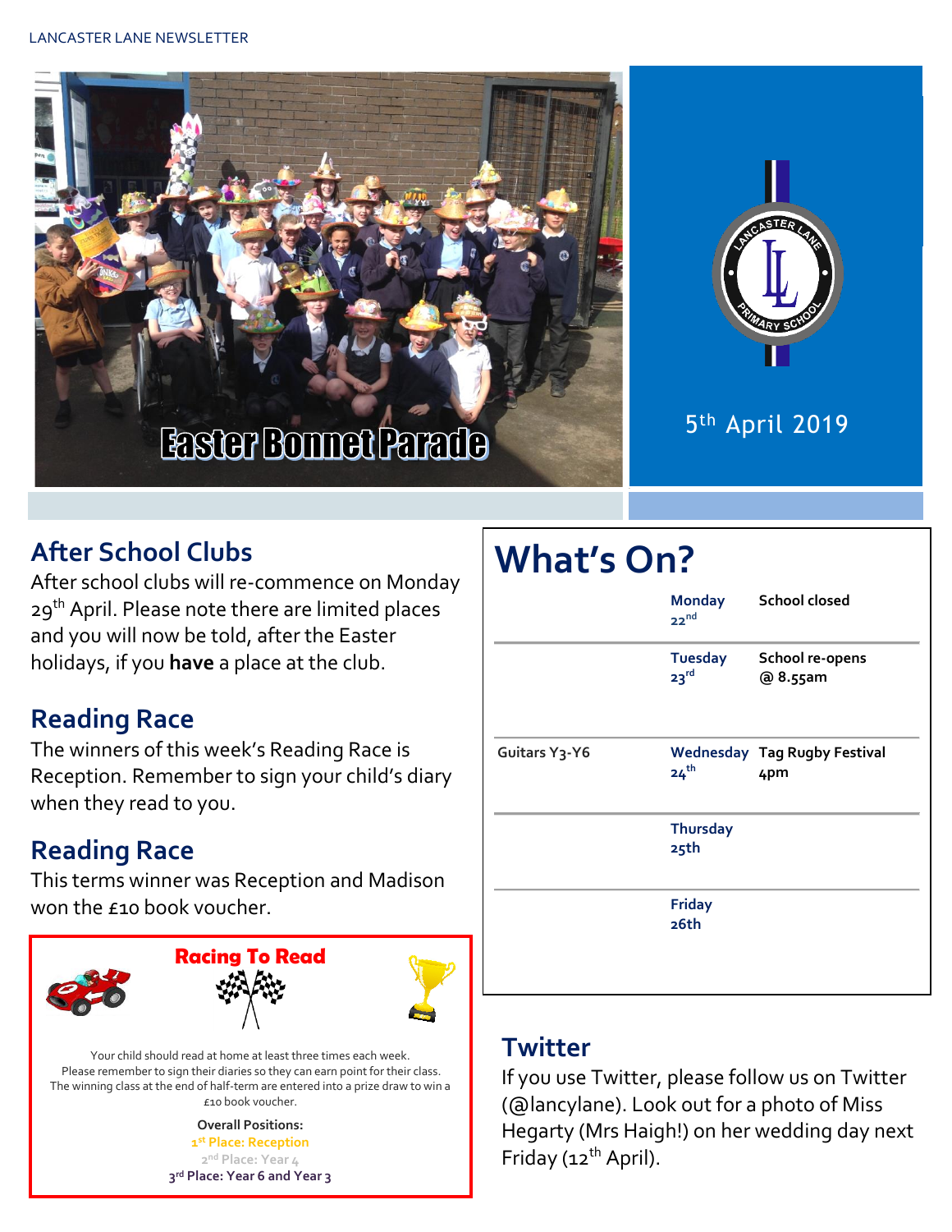LANCASTER LANE NEWSLETTER

Easter Bonnet Parade

5th April 2019

## After School Clubs

After school clubs will re-commence on Monday 29th April. Please note there are limited places and you will now be told, after the Easter holidays, if you **have** a place at the club.

## Reading Race

The winners of this week's Reading Race is Reception. Remember to sign your child's diary when they read to you.

## Reading Race

This terms winner was Reception and Madison won the £10 book voucher.

### Racing To Read

Your child should read at home at least three times each week.
Please remember to sign their diaries so they can earn point for their class.
The winning class at the end of half-term are entered into a prize draw to win a £10 book voucher.

**Overall Positions:**

**1st Place: Reception**
2nd Place: Year 4
**3rd Place: Year 6 and Year 3**

# What's On?

| | | |
|---|---|---|
| | **Monday 22nd** | **School closed** |
| | **Tuesday 23rd** | **School re-opens @ 8.55am** |
| **Guitars Y3-Y6** | **Wednesday 24th** | **Tag Rugby Festival 4pm** |
| | **Thursday 25th** | |
| | **Friday 26th** | |

## Twitter

If you use Twitter, please follow us on Twitter (@lancylane). Look out for a photo of Miss Hegarty (Mrs Haigh!) on her wedding day next Friday (12th April).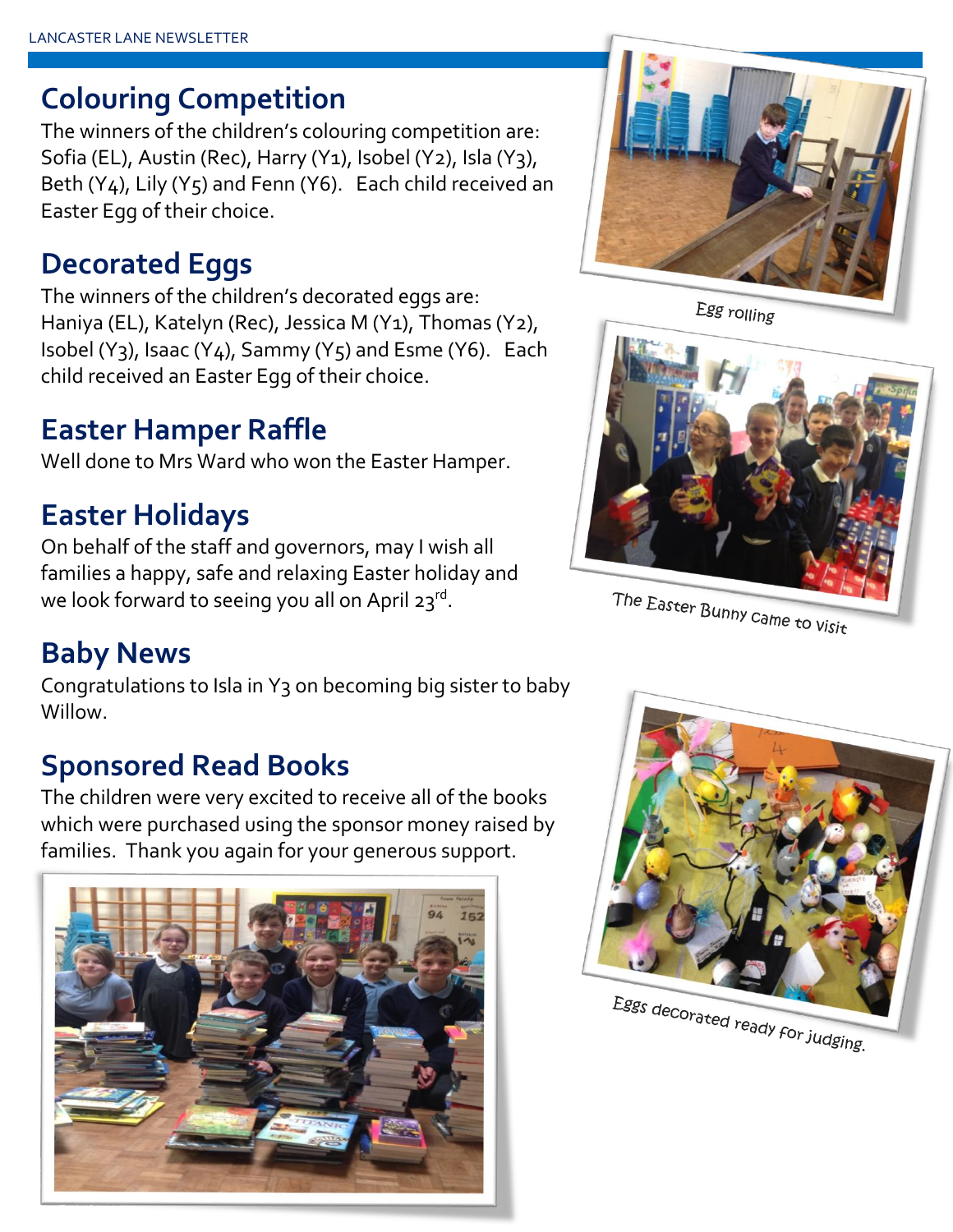## Colouring Competition

The winners of the children's colouring competition are: Sofia (EL), Austin (Rec), Harry (Y1), Isobel (Y2), Isla (Y3), Beth (Y4), Lily (Y5) and Fenn (Y6). Each child received an Easter Egg of their choice.

## Decorated Eggs

The winners of the children's decorated eggs are: Haniya (EL), Katelyn (Rec), Jessica M (Y1), Thomas (Y2), Isobel (Y3), Isaac (Y4), Sammy (Y5) and Esme (Y6). Each child received an Easter Egg of their choice.

## Easter Hamper Raffle

Well done to Mrs Ward who won the Easter Hamper.

## Easter Holidays

On behalf of the staff and governors, may I wish all families a happy, safe and relaxing Easter holiday and we look forward to seeing you all on April 23rd.

## Baby News

Congratulations to Isla in Y3 on becoming big sister to baby Willow.

## Sponsored Read Books

The children were very excited to receive all of the books which were purchased using the sponsor money raised by families. Thank you again for your generous support.

Egg rolling

The Easter Bunny came to visit

Eggs decorated ready for judging.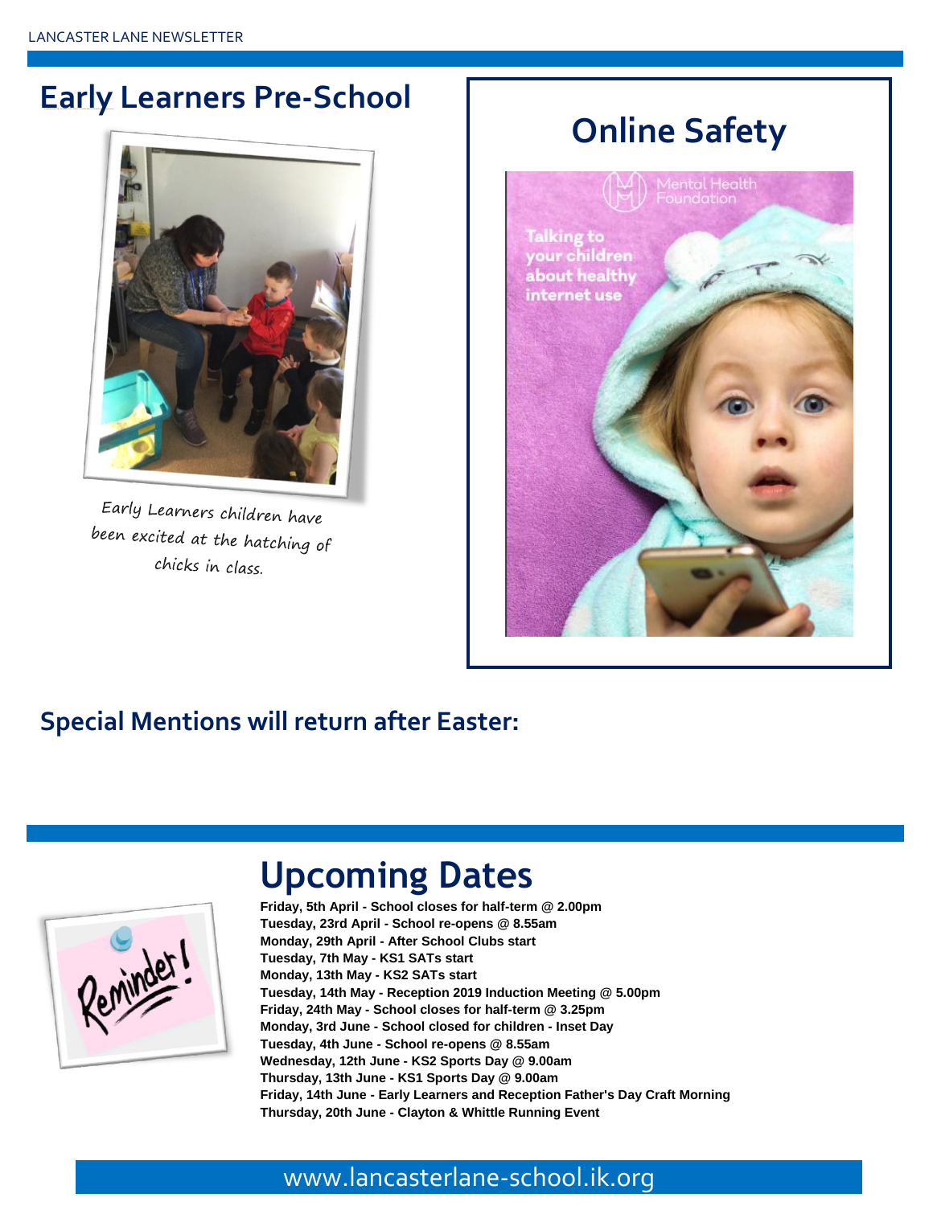## Early Learners Pre-School

Early Learners children have been excited at the hatching of chicks in class.

## Online Safety

Mental Health Foundation

Talking to your children about healthy internet use

## Special Mentions will return after Easter:

## Upcoming Dates

**Friday, 5th April - School closes for half-term @ 2.00pm**
**Tuesday, 23rd April - School re-opens @ 8.55am**
**Monday, 29th April - After School Clubs start**
**Tuesday, 7th May - KS1 SATs start**
**Monday, 13th May - KS2 SATs start**
**Tuesday, 14th May - Reception 2019 Induction Meeting @ 5.00pm**
**Friday, 24th May - School closes for half-term @ 3.25pm**
**Monday, 3rd June - School closed for children - Inset Day**
**Tuesday, 4th June - School re-opens @ 8.55am**
**Wednesday, 12th June - KS2 Sports Day @ 9.00am**
**Thursday, 13th June - KS1 Sports Day @ 9.00am**
**Friday, 14th June - Early Learners and Reception Father's Day Craft Morning**
**Thursday, 20th June - Clayton & Whittle Running Event**

www.lancasterlane-school.ik.org